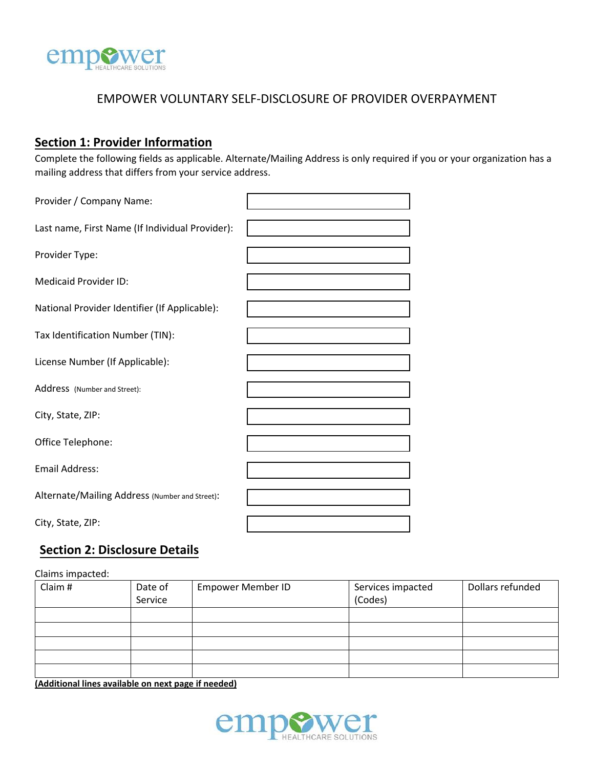# EMPOWER VOLUNTARY SELF-DISCLOSURE OF PROVIDER OVERPAYMENT

## Section 1: Provider Information

Complete the following fields as applicable. Alternate/Mailing Address is only required if you or your organization has a mailing address that differs from your service address.

| | |
|---|---|
| Provider / Company Name: | |
| Last name, First Name (If Individual Provider): | |
| Provider Type: | |
| Medicaid Provider ID: | |
| National Provider Identifier (If Applicable): | |
| Tax Identification Number (TIN): | |
| License Number (If Applicable): | |
| Address (Number and Street): | |
| City, State, ZIP: | |
| Office Telephone: | |
| Email Address: | |
| Alternate/Mailing Address (Number and Street): | |
| City, State, ZIP: | |

## Section 2: Disclosure Details

Claims impacted:

| Claim # | Date of Service | Empower Member ID | Services impacted (Codes) | Dollars refunded |
|---|---|---|---|---|
| | | | | |
| | | | | |
| | | | | |
| | | | | |
| | | | | |

**(Additional lines available on next page if needed)**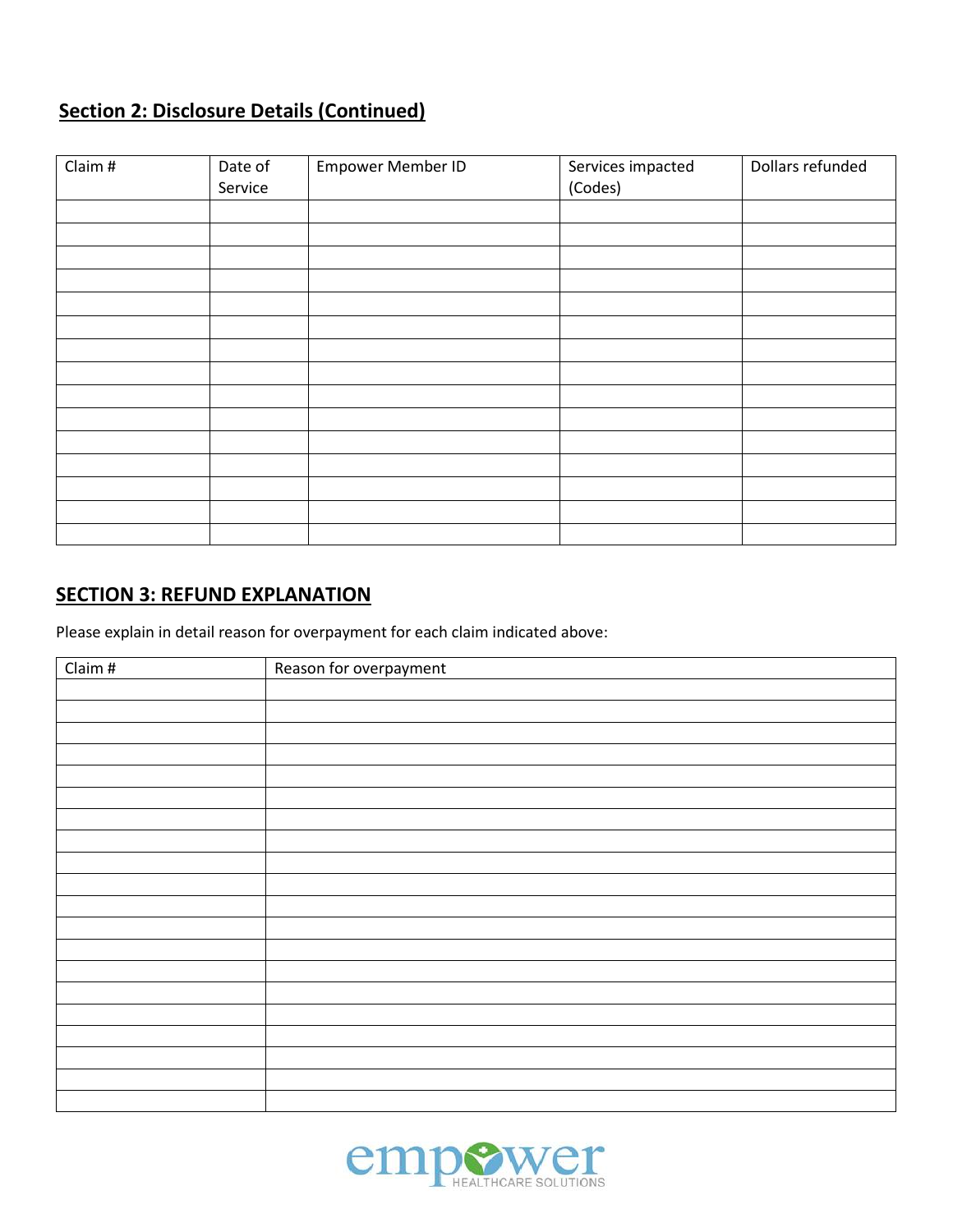## Section 2: Disclosure Details (Continued)

| Claim # | Date of Service | Empower Member ID | Services impacted (Codes) | Dollars refunded |
|---|---|---|---|---|
| | | | | |
| | | | | |
| | | | | |
| | | | | |
| | | | | |
| | | | | |
| | | | | |
| | | | | |
| | | | | |
| | | | | |
| | | | | |
| | | | | |
| | | | | |
| | | | | |
| | | | | |

## SECTION 3: REFUND EXPLANATION

Please explain in detail reason for overpayment for each claim indicated above:

| Claim # | Reason for overpayment |
|---|---|
| | |
| | |
| | |
| | |
| | |
| | |
| | |
| | |
| | |
| | |
| | |
| | |
| | |
| | |
| | |
| | |
| | |
| | |
| | |
| | |

empower HEALTHCARE SOLUTIONS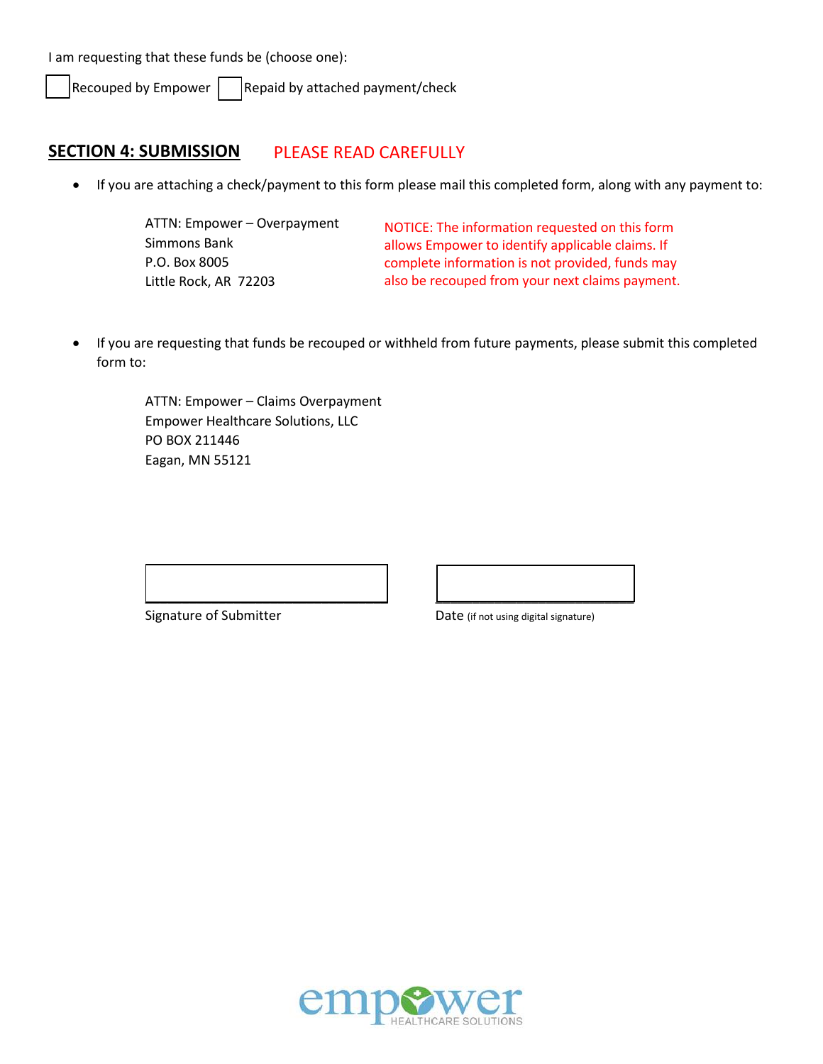I am requesting that these funds be (choose one):

☐ Recouped by Empower ☐ Repaid by attached payment/check

## SECTION 4: SUBMISSION PLEASE READ CAREFULLY

- If you are attaching a check/payment to this form please mail this completed form, along with any payment to:

  ATTN: Empower – Overpayment
  Simmons Bank
  P.O. Box 8005
  Little Rock, AR 72203

  NOTICE: The information requested on this form allows Empower to identify applicable claims. If complete information is not provided, funds may also be recouped from your next claims payment.

- If you are requesting that funds be recouped or withheld from future payments, please submit this completed form to:

  ATTN: Empower – Claims Overpayment
  Empower Healthcare Solutions, LLC
  PO BOX 211446
  Eagan, MN 55121

Signature of Submitter ____________________

Date (if not using digital signature) ____________________

empower HEALTHCARE SOLUTIONS